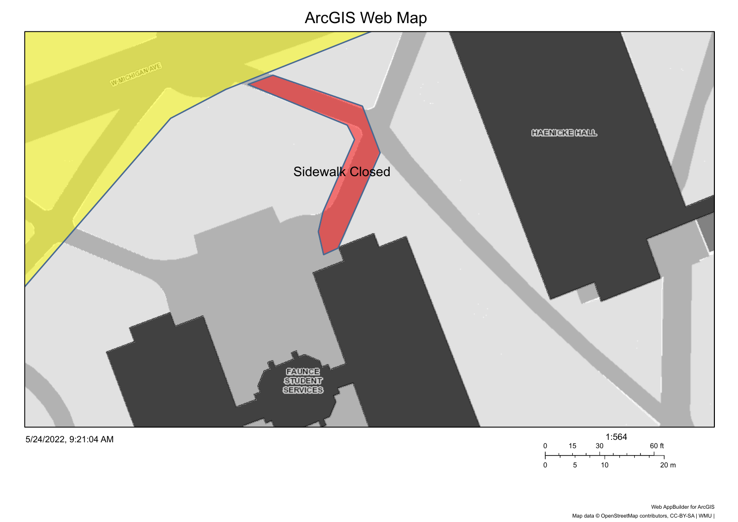# ArcGIS Web Map

W MICHIGAN AVE

Sidewalk Closed

HAENICKE HALL

FAUNCE STUDENT SERVICES

5/24/2022, 9:21:04 AM

1:564

0 15 30 60 ft

0 5 10 20 m

Web AppBuilder for ArcGIS

Map data © OpenStreetMap contributors, CC-BY-SA | WMU |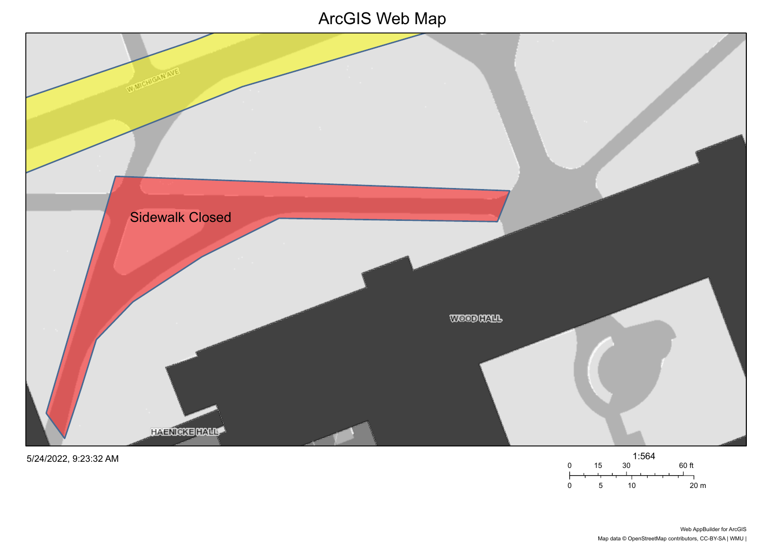# ArcGIS Web Map

Sidewalk Closed

W MICHIGAN AVE

WOOD HALL

HAENICKE HALL

5/24/2022, 9:23:32 AM

1:564

0 15 30 60 ft

0 5 10 20 m

Web AppBuilder for ArcGIS

Map data © OpenStreetMap contributors, CC-BY-SA | WMU |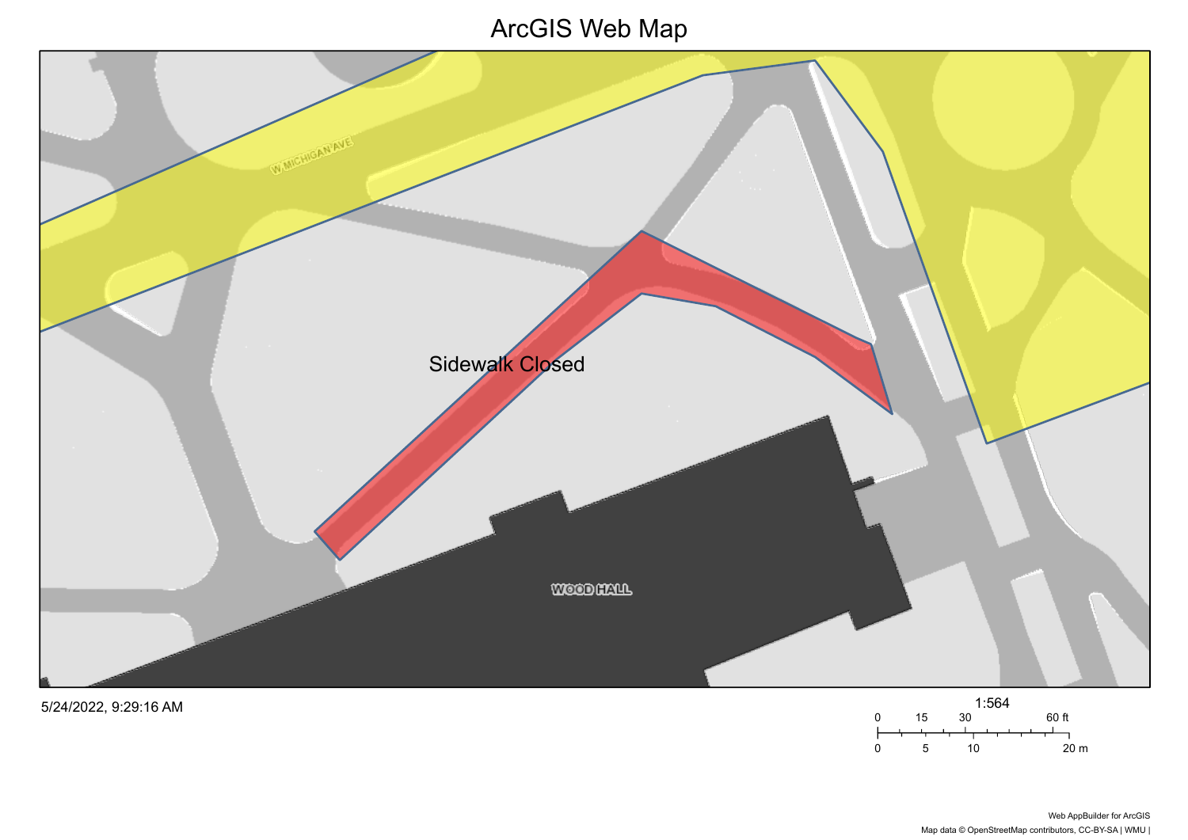# ArcGIS Web Map

W MICHIGAN AVE

Sidewalk Closed

WOOD HALL

5/24/2022, 9:29:16 AM

1:564

0 15 30 60 ft

0 5 10 20 m

Web AppBuilder for ArcGIS

Map data © OpenStreetMap contributors, CC-BY-SA | WMU |